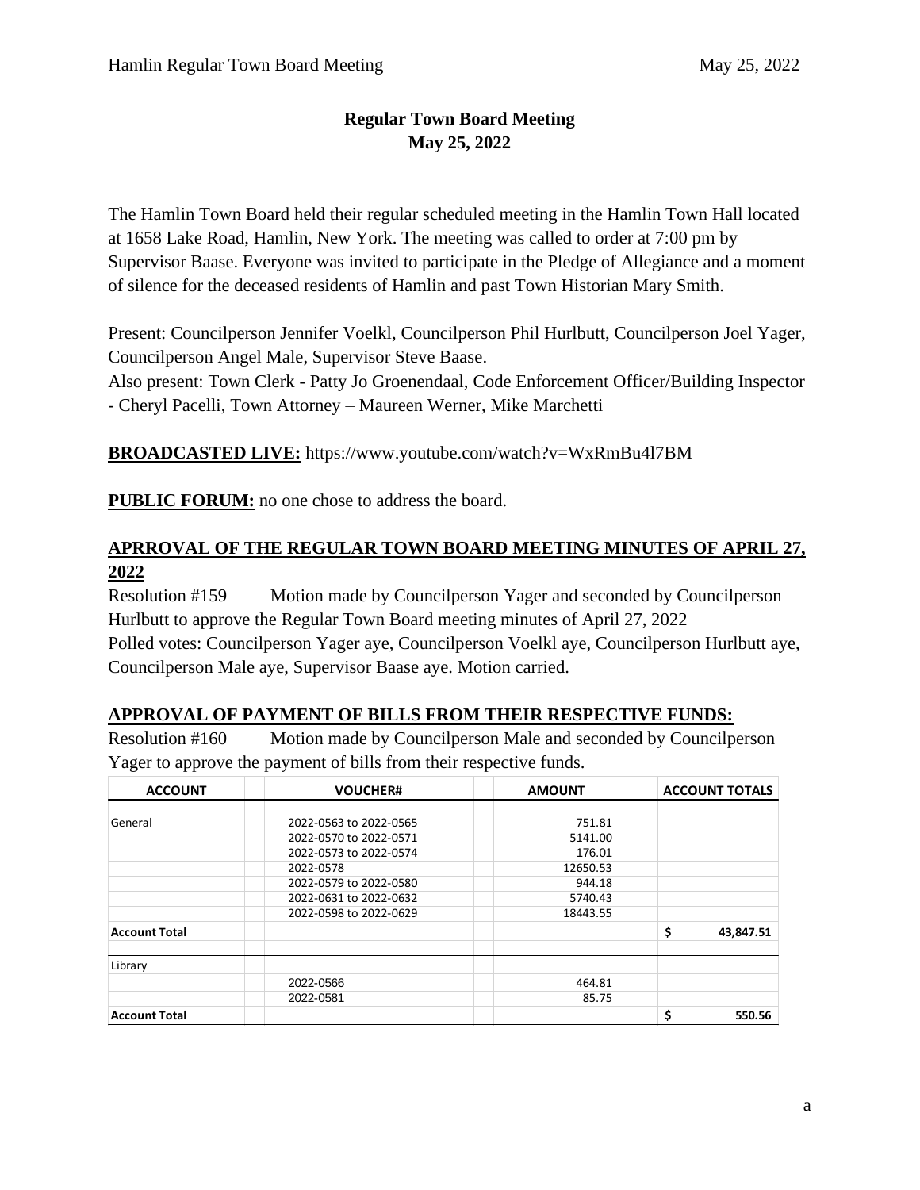# Regular Town Board Meeting
## May 25, 2022

The Hamlin Town Board held their regular scheduled meeting in the Hamlin Town Hall located at 1658 Lake Road, Hamlin, New York. The meeting was called to order at 7:00 pm by Supervisor Baase. Everyone was invited to participate in the Pledge of Allegiance and a moment of silence for the deceased residents of Hamlin and past Town Historian Mary Smith.

Present: Councilperson Jennifer Voelkl, Councilperson Phil Hurlbutt, Councilperson Joel Yager, Councilperson Angel Male, Supervisor Steve Baase.
Also present: Town Clerk - Patty Jo Groenendaal, Code Enforcement Officer/Building Inspector - Cheryl Pacelli, Town Attorney – Maureen Werner, Mike Marchetti

**BROADCASTED LIVE:** https://www.youtube.com/watch?v=WxRmBu4l7BM

**PUBLIC FORUM:** no one chose to address the board.

## APRROVAL OF THE REGULAR TOWN BOARD MEETING MINUTES OF APRIL 27, 2022

Resolution #159 Motion made by Councilperson Yager and seconded by Councilperson Hurlbutt to approve the Regular Town Board meeting minutes of April 27, 2022
Polled votes: Councilperson Yager aye, Councilperson Voelkl aye, Councilperson Hurlbutt aye, Councilperson Male aye, Supervisor Baase aye. Motion carried.

## APPROVAL OF PAYMENT OF BILLS FROM THEIR RESPECTIVE FUNDS:

Resolution #160 Motion made by Councilperson Male and seconded by Councilperson Yager to approve the payment of bills from their respective funds.

| ACCOUNT | VOUCHER# | AMOUNT | ACCOUNT TOTALS |
|---|---|---|---|
| General | 2022-0563 to 2022-0565 | 751.81 | |
| | 2022-0570 to 2022-0571 | 5141.00 | |
| | 2022-0573 to 2022-0574 | 176.01 | |
| | 2022-0578 | 12650.53 | |
| | 2022-0579 to 2022-0580 | 944.18 | |
| | 2022-0631 to 2022-0632 | 5740.43 | |
| | 2022-0598 to 2022-0629 | 18443.55 | |
| **Account Total** | | | **$ 43,847.51** |
| Library | | | |
| | 2022-0566 | 464.81 | |
| | 2022-0581 | 85.75 | |
| **Account Total** | | | **$ 550.56** |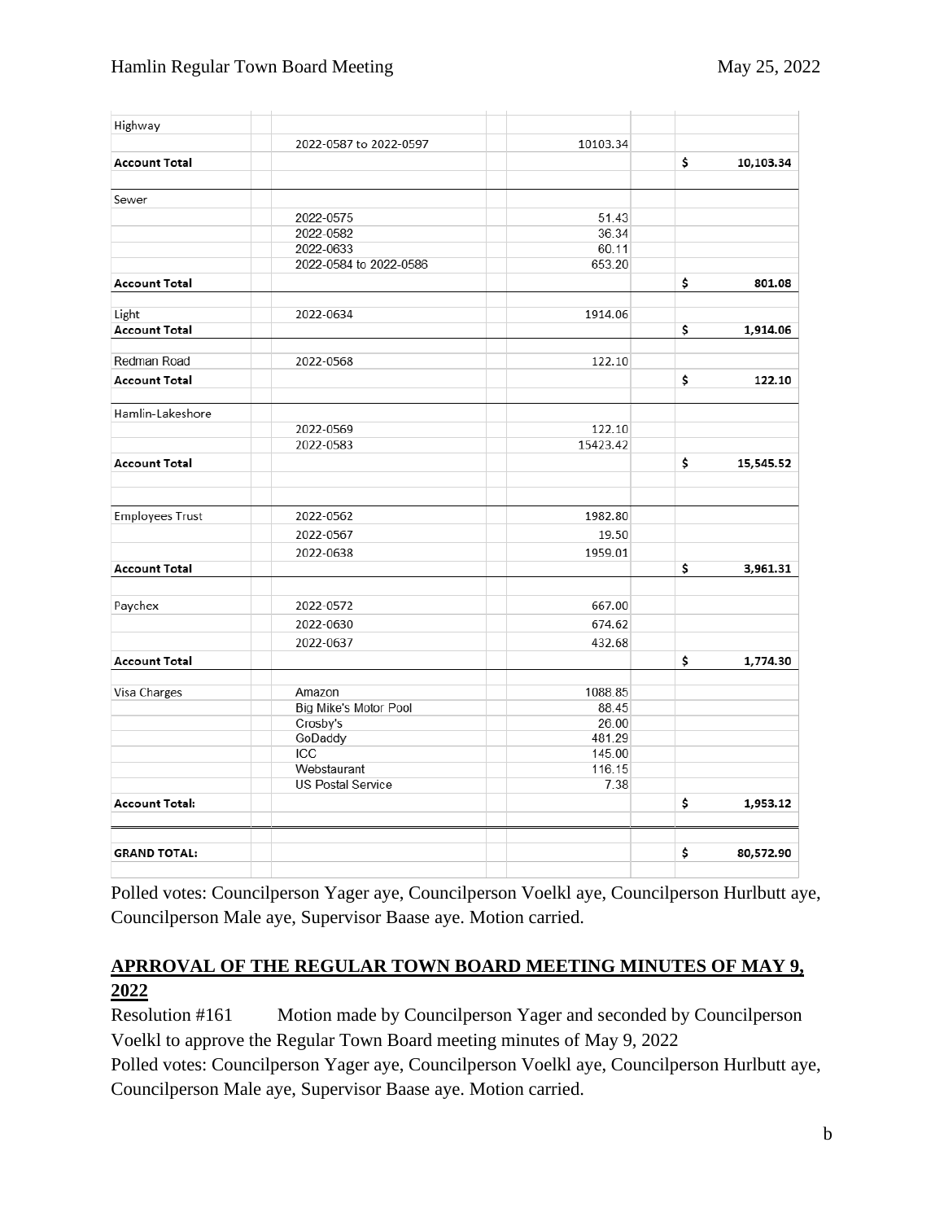| | | | | |
|---|---|---|---|---|
| Highway | | | | |
| | 2022-0587 to 2022-0597 | 10103.34 | | |
| **Account Total** | | | $ | **10,103.34** |
| | | | | |
| Sewer | | | | |
| | 2022-0575 | 51.43 | | |
| | 2022-0582 | 36.34 | | |
| | 2022-0633 | 60.11 | | |
| | 2022-0584 to 2022-0586 | 653.20 | | |
| **Account Total** | | | $ | **801.08** |
| | | | | |
| Light | 2022-0634 | 1914.06 | | |
| **Account Total** | | | $ | **1,914.06** |
| | | | | |
| Redman Road | 2022-0568 | 122.10 | | |
| **Account Total** | | | $ | **122.10** |
| | | | | |
| Hamlin-Lakeshore | | | | |
| | 2022-0569 | 122.10 | | |
| | 2022-0583 | 15423.42 | | |
| **Account Total** | | | $ | **15,545.52** |
| | | | | |
| Employees Trust | 2022-0562 | 1982.80 | | |
| | 2022-0567 | 19.50 | | |
| | 2022-0638 | 1959.01 | | |
| **Account Total** | | | $ | **3,961.31** |
| | | | | |
| Paychex | 2022-0572 | 667.00 | | |
| | 2022-0630 | 674.62 | | |
| | 2022-0637 | 432.68 | | |
| **Account Total** | | | $ | **1,774.30** |
| | | | | |
| Visa Charges | Amazon | 1088.85 | | |
| | Big Mike's Motor Pool | 88.45 | | |
| | Crosby's | 26.00 | | |
| | GoDaddy | 481.29 | | |
| | ICC | 145.00 | | |
| | Webstaurant | 116.15 | | |
| | US Postal Service | 7.38 | | |
| **Account Total:** | | | $ | **1,953.12** |
| | | | | |
| **GRAND TOTAL:** | | | $ | **80,572.90** |

Polled votes: Councilperson Yager aye, Councilperson Voelkl aye, Councilperson Hurlbutt aye, Councilperson Male aye, Supervisor Baase aye. Motion carried.

## APRROVAL OF THE REGULAR TOWN BOARD MEETING MINUTES OF MAY 9, 2022

Resolution #161 Motion made by Councilperson Yager and seconded by Councilperson Voelkl to approve the Regular Town Board meeting minutes of May 9, 2022

Polled votes: Councilperson Yager aye, Councilperson Voelkl aye, Councilperson Hurlbutt aye, Councilperson Male aye, Supervisor Baase aye. Motion carried.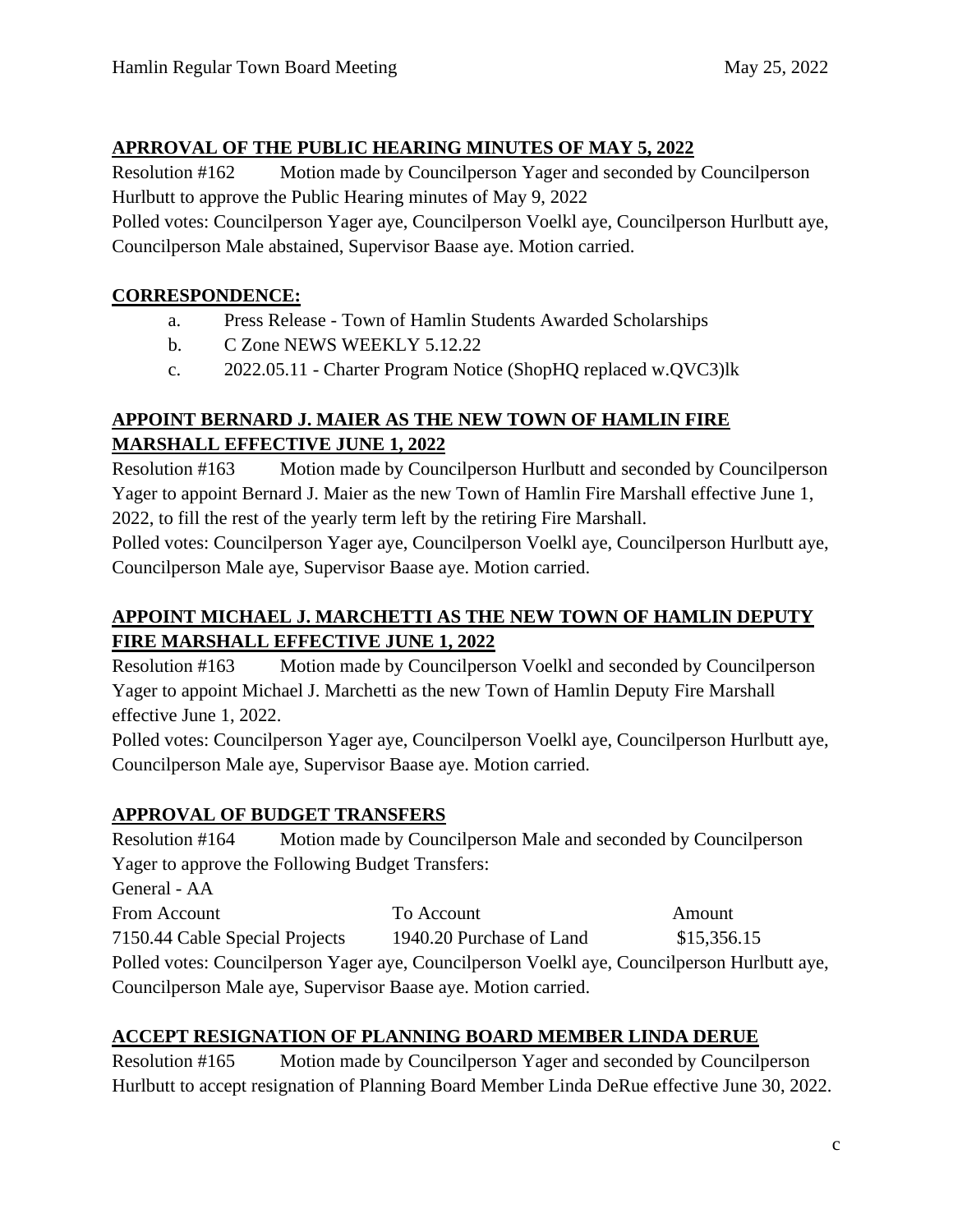## **APRROVAL OF THE PUBLIC HEARING MINUTES OF MAY 5, 2022**

Resolution #162 Motion made by Councilperson Yager and seconded by Councilperson Hurlbutt to approve the Public Hearing minutes of May 9, 2022

Polled votes: Councilperson Yager aye, Councilperson Voelkl aye, Councilperson Hurlbutt aye, Councilperson Male abstained, Supervisor Baase aye. Motion carried.

## **CORRESPONDENCE:**

a. Press Release - Town of Hamlin Students Awarded Scholarships
b. C Zone NEWS WEEKLY 5.12.22
c. 2022.05.11 - Charter Program Notice (ShopHQ replaced w.QVC3)lk

## **APPOINT BERNARD J. MAIER AS THE NEW TOWN OF HAMLIN FIRE MARSHALL EFFECTIVE JUNE 1, 2022**

Resolution #163 Motion made by Councilperson Hurlbutt and seconded by Councilperson Yager to appoint Bernard J. Maier as the new Town of Hamlin Fire Marshall effective June 1, 2022, to fill the rest of the yearly term left by the retiring Fire Marshall.

Polled votes: Councilperson Yager aye, Councilperson Voelkl aye, Councilperson Hurlbutt aye, Councilperson Male aye, Supervisor Baase aye. Motion carried.

## **APPOINT MICHAEL J. MARCHETTI AS THE NEW TOWN OF HAMLIN DEPUTY FIRE MARSHALL EFFECTIVE JUNE 1, 2022**

Resolution #163 Motion made by Councilperson Voelkl and seconded by Councilperson Yager to appoint Michael J. Marchetti as the new Town of Hamlin Deputy Fire Marshall effective June 1, 2022.

Polled votes: Councilperson Yager aye, Councilperson Voelkl aye, Councilperson Hurlbutt aye, Councilperson Male aye, Supervisor Baase aye. Motion carried.

## **APPROVAL OF BUDGET TRANSFERS**

Resolution #164 Motion made by Councilperson Male and seconded by Councilperson Yager to approve the Following Budget Transfers:

General - AA

| From Account | To Account | Amount |
|---|---|---|
| 7150.44 Cable Special Projects | 1940.20 Purchase of Land | $15,356.15 |

Polled votes: Councilperson Yager aye, Councilperson Voelkl aye, Councilperson Hurlbutt aye, Councilperson Male aye, Supervisor Baase aye. Motion carried.

## **ACCEPT RESIGNATION OF PLANNING BOARD MEMBER LINDA DERUE**

Resolution #165 Motion made by Councilperson Yager and seconded by Councilperson Hurlbutt to accept resignation of Planning Board Member Linda DeRue effective June 30, 2022.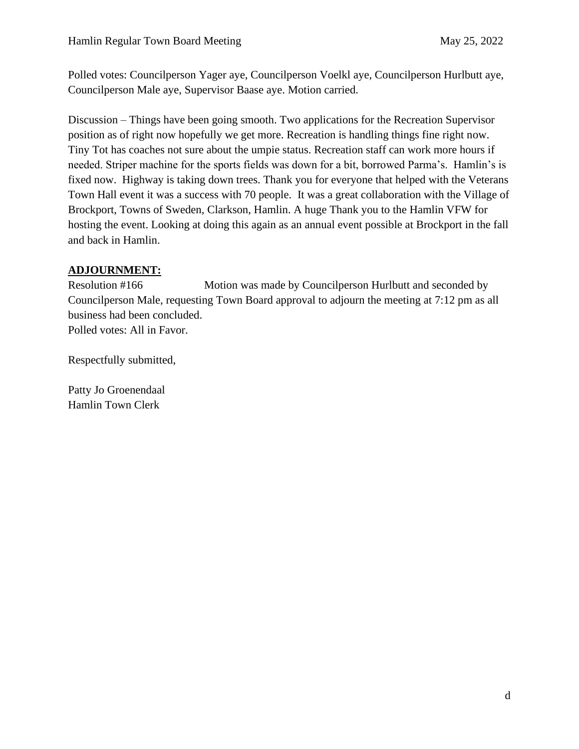Polled votes: Councilperson Yager aye, Councilperson Voelkl aye, Councilperson Hurlbutt aye, Councilperson Male aye, Supervisor Baase aye. Motion carried.

Discussion – Things have been going smooth. Two applications for the Recreation Supervisor position as of right now hopefully we get more. Recreation is handling things fine right now. Tiny Tot has coaches not sure about the umpie status. Recreation staff can work more hours if needed. Striper machine for the sports fields was down for a bit, borrowed Parma's. Hamlin's is fixed now. Highway is taking down trees. Thank you for everyone that helped with the Veterans Town Hall event it was a success with 70 people. It was a great collaboration with the Village of Brockport, Towns of Sweden, Clarkson, Hamlin. A huge Thank you to the Hamlin VFW for hosting the event. Looking at doing this again as an annual event possible at Brockport in the fall and back in Hamlin.

**ADJOURNMENT:**

Resolution #166 Motion was made by Councilperson Hurlbutt and seconded by Councilperson Male, requesting Town Board approval to adjourn the meeting at 7:12 pm as all business had been concluded.
Polled votes: All in Favor.

Respectfully submitted,

Patty Jo Groenendaal
Hamlin Town Clerk

d